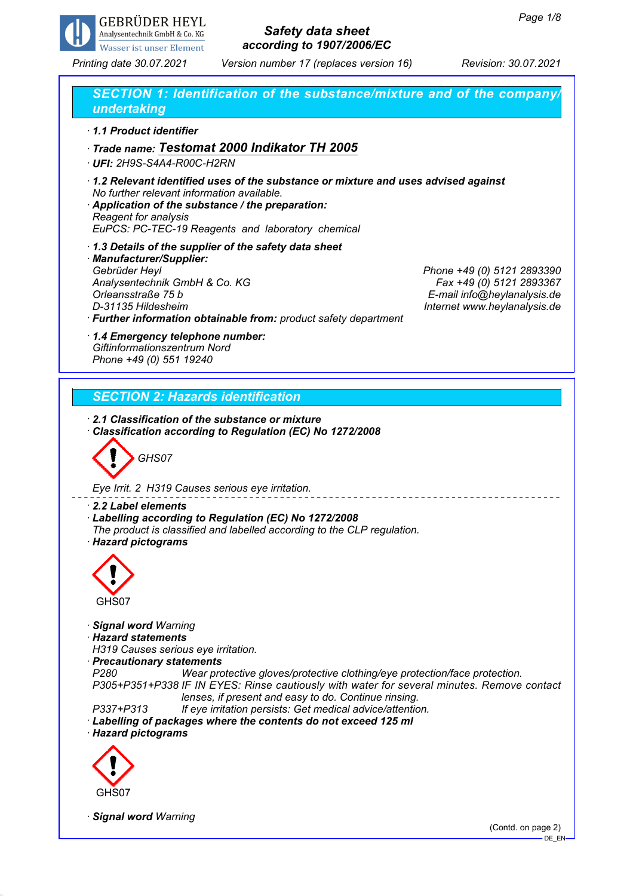GEBRÜDER HEYL
Analysentechnik GmbH & Co. KG
Wasser ist unser Element

**Safety data sheet**
**according to 1907/2006/EC**

*Printing date 30.07.2021* *Version number 17 (replaces version 16)* *Revision: 30.07.2021*

## SECTION 1: Identification of the substance/mixture and of the company/undertaking

· **1.1 Product identifier**

· **Trade name: Testomat 2000 Indikator TH 2005**

· **UFI:** 2H9S-S4A4-R00C-H2RN

· **1.2 Relevant identified uses of the substance or mixture and uses advised against**
No further relevant information available.

· **Application of the substance / the preparation:**
Reagent for analysis
EuPCS: PC-TEC-19 Reagents and laboratory chemical

· **1.3 Details of the supplier of the safety data sheet**

· **Manufacturer/Supplier:**
Gebrüder Heyl
Analysentechnik GmbH & Co. KG
Orleansstraße 75 b
D-31135 Hildesheim

Phone +49 (0) 5121 2893390
Fax +49 (0) 5121 2893367
E-mail info@heylanalysis.de
Internet www.heylanalysis.de

· **Further information obtainable from:** product safety department

· **1.4 Emergency telephone number:**
Giftinformationszentrum Nord
Phone +49 (0) 551 19240

## SECTION 2: Hazards identification

· **2.1 Classification of the substance or mixture**

· **Classification according to Regulation (EC) No 1272/2008**

GHS07

Eye Irrit. 2 H319 Causes serious eye irritation.

· **2.2 Label elements**

· **Labelling according to Regulation (EC) No 1272/2008**
The product is classified and labelled according to the CLP regulation.

· **Hazard pictograms**

GHS07

· **Signal word** Warning

· **Hazard statements**
H319 Causes serious eye irritation.

· **Precautionary statements**
P280 Wear protective gloves/protective clothing/eye protection/face protection.
P305+P351+P338 IF IN EYES: Rinse cautiously with water for several minutes. Remove contact lenses, if present and easy to do. Continue rinsing.
P337+P313 If eye irritation persists: Get medical advice/attention.

· **Labelling of packages where the contents do not exceed 125 ml**

· **Hazard pictograms**

GHS07

· **Signal word** Warning

(Contd. on page 2)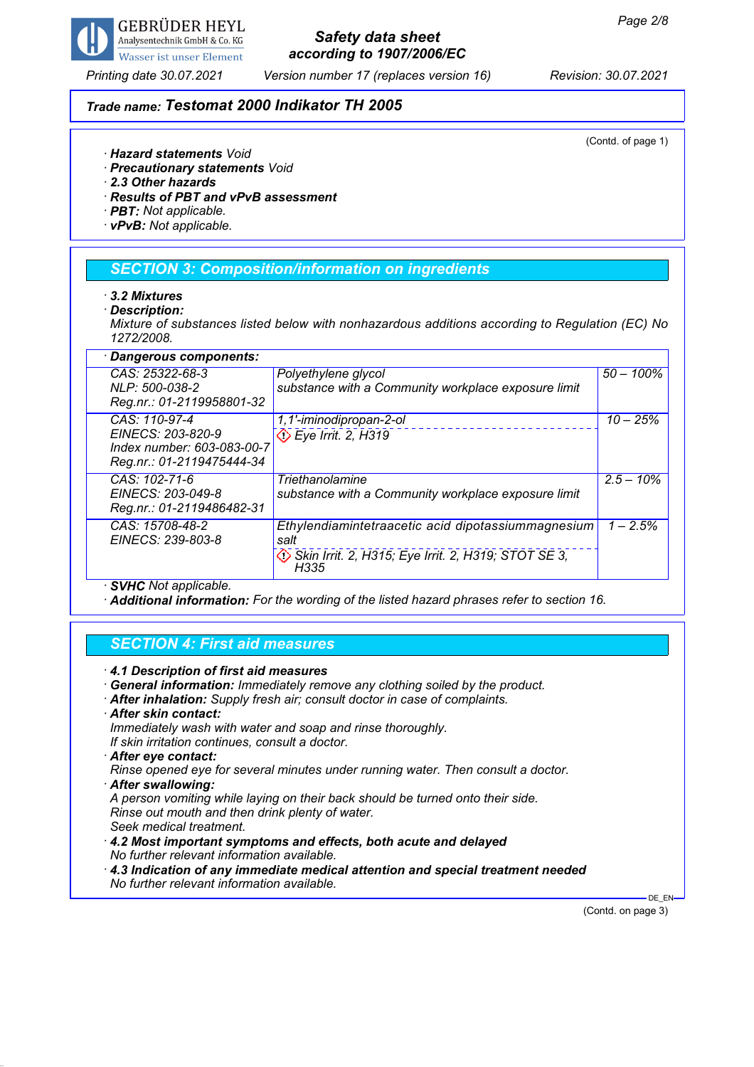**Trade name: Testomat 2000 Indikator TH 2005**

(Contd. of page 1)

· **Hazard statements** Void
· **Precautionary statements** Void
· **2.3 Other hazards**
· **Results of PBT and vPvB assessment**
· **PBT:** Not applicable.
· **vPvB:** Not applicable.

## SECTION 3: Composition/information on ingredients

· **3.2 Mixtures**
· **Description:**
Mixture of substances listed below with nonhazardous additions according to Regulation (EC) No 1272/2008.

| · **Dangerous components:** | | |
|---|---|---|
| CAS: 25322-68-3<br>NLP: 500-038-2<br>Reg.nr.: 01-2119958801-32 | Polyethylene glycol<br>substance with a Community workplace exposure limit | 50 – 100% |
| CAS: 110-97-4<br>EINECS: 203-820-9<br>Index number: 603-083-00-7<br>Reg.nr.: 01-2119475444-34 | 1,1'-iminodipropan-2-ol<br>Eye Irrit. 2, H319 | 10 – 25% |
| CAS: 102-71-6<br>EINECS: 203-049-8<br>Reg.nr.: 01-2119486482-31 | Triethanolamine<br>substance with a Community workplace exposure limit | 2.5 – 10% |
| CAS: 15708-48-2<br>EINECS: 239-803-8 | Ethylendiamintetraacetic acid dipotassiummagnesium salt<br>Skin Irrit. 2, H315; Eye Irrit. 2, H319; STOT SE 3, H335 | 1 – 2.5% |

· **SVHC** Not applicable.
· **Additional information:** For the wording of the listed hazard phrases refer to section 16.

## SECTION 4: First aid measures

· **4.1 Description of first aid measures**
· **General information:** Immediately remove any clothing soiled by the product.
· **After inhalation:** Supply fresh air; consult doctor in case of complaints.
· **After skin contact:**
Immediately wash with water and soap and rinse thoroughly.
If skin irritation continues, consult a doctor.
· **After eye contact:**
Rinse opened eye for several minutes under running water. Then consult a doctor.
· **After swallowing:**
A person vomiting while laying on their back should be turned onto their side.
Rinse out mouth and then drink plenty of water.
Seek medical treatment.
· **4.2 Most important symptoms and effects, both acute and delayed**
No further relevant information available.
· **4.3 Indication of any immediate medical attention and special treatment needed**
No further relevant information available.

(Contd. on page 3)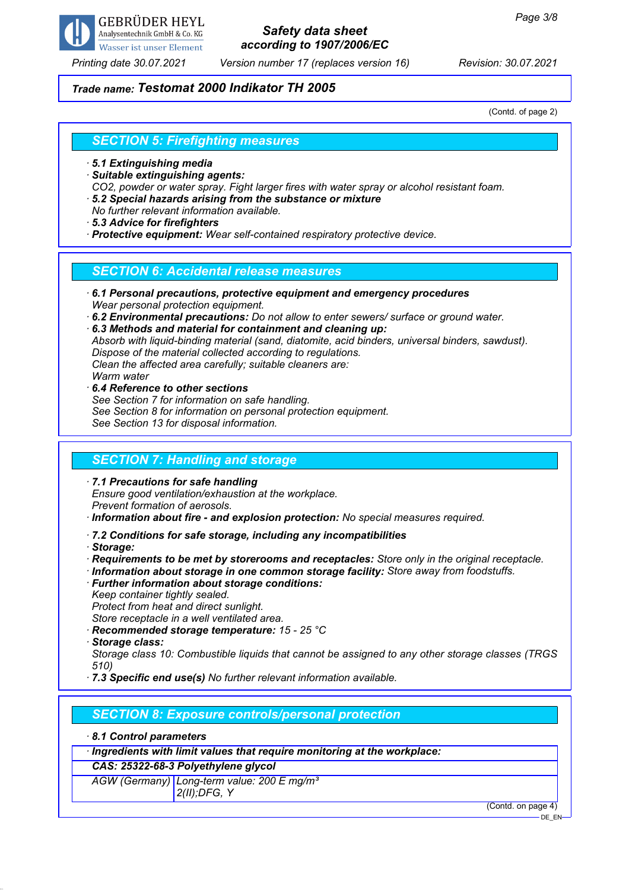## Trade name: Testomat 2000 Indikator TH 2005

(Contd. of page 2)

## SECTION 5: Firefighting measures

- **5.1 Extinguishing media**
- **Suitable extinguishing agents:**
  CO2, powder or water spray. Fight larger fires with water spray or alcohol resistant foam.
- **5.2 Special hazards arising from the substance or mixture**
  No further relevant information available.
- **5.3 Advice for firefighters**
- **Protective equipment:** Wear self-contained respiratory protective device.

## SECTION 6: Accidental release measures

- **6.1 Personal precautions, protective equipment and emergency procedures**
  Wear personal protection equipment.
- **6.2 Environmental precautions:** Do not allow to enter sewers/ surface or ground water.
- **6.3 Methods and material for containment and cleaning up:**
  Absorb with liquid-binding material (sand, diatomite, acid binders, universal binders, sawdust).
  Dispose of the material collected according to regulations.
  Clean the affected area carefully; suitable cleaners are:
  Warm water
- **6.4 Reference to other sections**
  See Section 7 for information on safe handling.
  See Section 8 for information on personal protection equipment.
  See Section 13 for disposal information.

## SECTION 7: Handling and storage

- **7.1 Precautions for safe handling**
  Ensure good ventilation/exhaustion at the workplace.
  Prevent formation of aerosols.
- **Information about fire - and explosion protection:** No special measures required.
- **7.2 Conditions for safe storage, including any incompatibilities**
- **Storage:**
- **Requirements to be met by storerooms and receptacles:** Store only in the original receptacle.
- **Information about storage in one common storage facility:** Store away from foodstuffs.
- **Further information about storage conditions:**
  Keep container tightly sealed.
  Protect from heat and direct sunlight.
  Store receptacle in a well ventilated area.
- **Recommended storage temperature:** 15 - 25 °C
- **Storage class:**
  Storage class 10: Combustible liquids that cannot be assigned to any other storage classes (TRGS 510)
- **7.3 Specific end use(s)** No further relevant information available.

## SECTION 8: Exposure controls/personal protection

- **8.1 Control parameters**

| **Ingredients with limit values that require monitoring at the workplace:** | |
|---|---|
| **CAS: 25322-68-3 Polyethylene glycol** | |
| AGW (Germany) | Long-term value: 200 E mg/m³<br>2(II);DFG, Y |

(Contd. on page 4)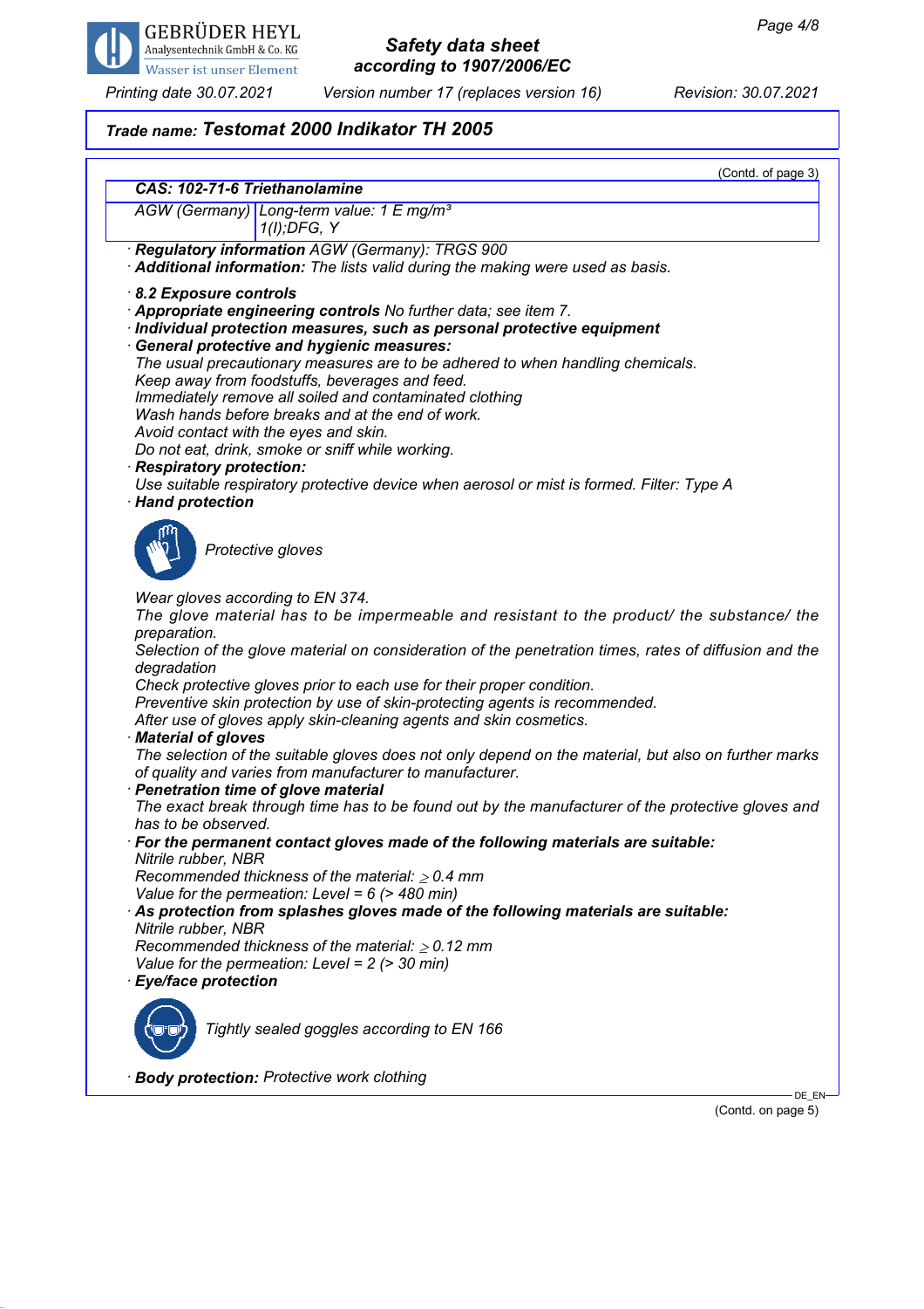**Trade name: Testomat 2000 Indikator TH 2005**

(Contd. of page 3)

| CAS: 102-71-6 Triethanolamine | |
|---|---|
| AGW (Germany) | Long-term value: 1 E mg/m³<br>1(I);DFG, Y |

· **Regulatory information** AGW (Germany): TRGS 900
· **Additional information:** The lists valid during the making were used as basis.

· **8.2 Exposure controls**
· **Appropriate engineering controls** No further data; see item 7.
· **Individual protection measures, such as personal protective equipment**
· **General protective and hygienic measures:**
The usual precautionary measures are to be adhered to when handling chemicals.
Keep away from foodstuffs, beverages and feed.
Immediately remove all soiled and contaminated clothing
Wash hands before breaks and at the end of work.
Avoid contact with the eyes and skin.
Do not eat, drink, smoke or sniff while working.
· **Respiratory protection:**
Use suitable respiratory protective device when aerosol or mist is formed. Filter: Type A
· **Hand protection**

Protective gloves

Wear gloves according to EN 374.
The glove material has to be impermeable and resistant to the product/ the substance/ the preparation.
Selection of the glove material on consideration of the penetration times, rates of diffusion and the degradation
Check protective gloves prior to each use for their proper condition.
Preventive skin protection by use of skin-protecting agents is recommended.
After use of gloves apply skin-cleaning agents and skin cosmetics.
· **Material of gloves**
The selection of the suitable gloves does not only depend on the material, but also on further marks of quality and varies from manufacturer to manufacturer.
· **Penetration time of glove material**
The exact break through time has to be found out by the manufacturer of the protective gloves and has to be observed.
· **For the permanent contact gloves made of the following materials are suitable:**
Nitrile rubber, NBR
Recommended thickness of the material: ≥ 0.4 mm
Value for the permeation: Level = 6 (> 480 min)
· **As protection from splashes gloves made of the following materials are suitable:**
Nitrile rubber, NBR
Recommended thickness of the material: ≥ 0.12 mm
Value for the permeation: Level = 2 (> 30 min)
· **Eye/face protection**

Tightly sealed goggles according to EN 166

· **Body protection:** Protective work clothing

(Contd. on page 5)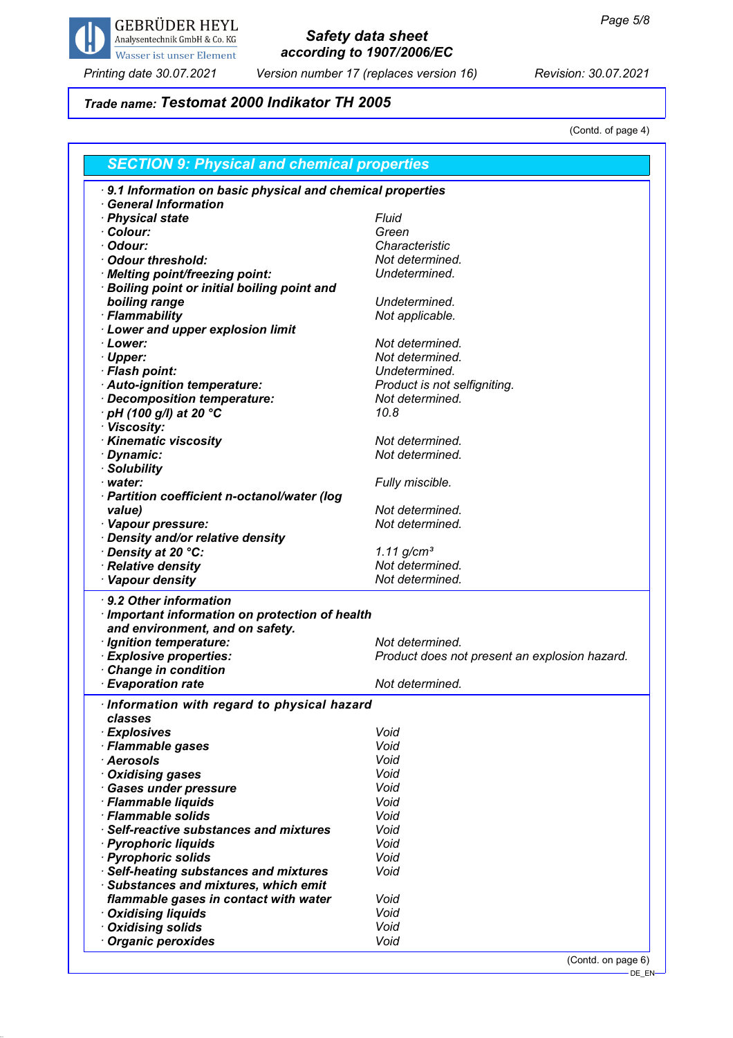**Trade name: Testomat 2000 Indikator TH 2005**

(Contd. of page 4)

## SECTION 9: Physical and chemical properties

| | |
|---|---|
| · **9.1 Information on basic physical and chemical properties** | |
| · **General Information** | |
| · **Physical state** | *Fluid* |
| · **Colour:** | *Green* |
| · **Odour:** | *Characteristic* |
| · **Odour threshold:** | *Not determined.* |
| · **Melting point/freezing point:** | *Undetermined.* |
| · **Boiling point or initial boiling point and boiling range** | *Undetermined.* |
| · **Flammability** | *Not applicable.* |
| · **Lower and upper explosion limit** | |
| · **Lower:** | *Not determined.* |
| · **Upper:** | *Not determined.* |
| · **Flash point:** | *Undetermined.* |
| · **Auto-ignition temperature:** | *Product is not selfigniting.* |
| · **Decomposition temperature:** | *Not determined.* |
| · **pH (100 g/l) at 20 °C** | *10.8* |
| · **Viscosity:** | |
| · **Kinematic viscosity** | *Not determined.* |
| · **Dynamic:** | *Not determined.* |
| · **Solubility** | |
| · **water:** | *Fully miscible.* |
| · **Partition coefficient n-octanol/water (log value)** | *Not determined.* |
| · **Vapour pressure:** | *Not determined.* |
| · **Density and/or relative density** | |
| · **Density at 20 °C:** | *1.11 g/cm³* |
| · **Relative density** | *Not determined.* |
| · **Vapour density** | *Not determined.* |

| | |
|---|---|
| · **9.2 Other information** | |
| · **Important information on protection of health and environment, and on safety.** | |
| · **Ignition temperature:** | *Not determined.* |
| · **Explosive properties:** | *Product does not present an explosion hazard.* |
| · **Change in condition** | |
| · **Evaporation rate** | *Not determined.* |

| | |
|---|---|
| · **Information with regard to physical hazard classes** | |
| · **Explosives** | *Void* |
| · **Flammable gases** | *Void* |
| · **Aerosols** | *Void* |
| · **Oxidising gases** | *Void* |
| · **Gases under pressure** | *Void* |
| · **Flammable liquids** | *Void* |
| · **Flammable solids** | *Void* |
| · **Self-reactive substances and mixtures** | *Void* |
| · **Pyrophoric liquids** | *Void* |
| · **Pyrophoric solids** | *Void* |
| · **Self-heating substances and mixtures** | *Void* |
| · **Substances and mixtures, which emit flammable gases in contact with water** | *Void* |
| · **Oxidising liquids** | *Void* |
| · **Oxidising solids** | *Void* |
| · **Organic peroxides** | *Void* |

(Contd. on page 6)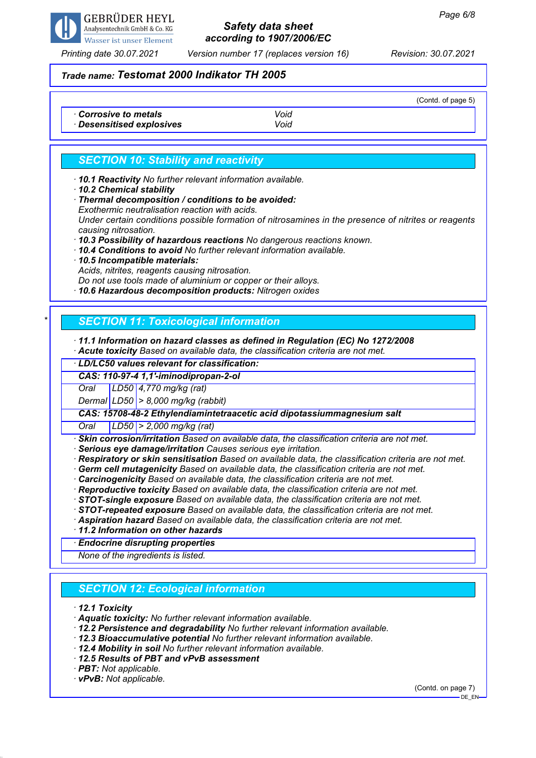(Contd. of page 5)

| | |
|---|---|
| · **Corrosive to metals** | Void |
| · **Desensitised explosives** | Void |

## SECTION 10: Stability and reactivity

· **10.1 Reactivity** No further relevant information available.
· **10.2 Chemical stability**
· **Thermal decomposition / conditions to be avoided:**
Exothermic neutralisation reaction with acids.
Under certain conditions possible formation of nitrosamines in the presence of nitrites or reagents causing nitrosation.
· **10.3 Possibility of hazardous reactions** No dangerous reactions known.
· **10.4 Conditions to avoid** No further relevant information available.
· **10.5 Incompatible materials:**
Acids, nitrites, reagents causing nitrosation.
Do not use tools made of aluminium or copper or their alloys.
· **10.6 Hazardous decomposition products:** Nitrogen oxides

## SECTION 11: Toxicological information

· **11.1 Information on hazard classes as defined in Regulation (EC) No 1272/2008**
· **Acute toxicity** Based on available data, the classification criteria are not met.

| · **LD/LC50 values relevant for classification:** | | |
|---|---|---|
| **CAS: 110-97-4 1,1'-iminodipropan-2-ol** | | |
| Oral | LD50 | 4,770 mg/kg (rat) |
| Dermal | LD50 | > 8,000 mg/kg (rabbit) |
| **CAS: 15708-48-2 Ethylendiamintetraacetic acid dipotassiummagnesium salt** | | |
| Oral | LD50 | > 2,000 mg/kg (rat) |

· **Skin corrosion/irritation** Based on available data, the classification criteria are not met.
· **Serious eye damage/irritation** Causes serious eye irritation.
· **Respiratory or skin sensitisation** Based on available data, the classification criteria are not met.
· **Germ cell mutagenicity** Based on available data, the classification criteria are not met.
· **Carcinogenicity** Based on available data, the classification criteria are not met.
· **Reproductive toxicity** Based on available data, the classification criteria are not met.
· **STOT-single exposure** Based on available data, the classification criteria are not met.
· **STOT-repeated exposure** Based on available data, the classification criteria are not met.
· **Aspiration hazard** Based on available data, the classification criteria are not met.
· **11.2 Information on other hazards**

· **Endocrine disrupting properties**

None of the ingredients is listed.

## SECTION 12: Ecological information

· **12.1 Toxicity**
· **Aquatic toxicity:** No further relevant information available.
· **12.2 Persistence and degradability** No further relevant information available.
· **12.3 Bioaccumulative potential** No further relevant information available.
· **12.4 Mobility in soil** No further relevant information available.
· **12.5 Results of PBT and vPvB assessment**
· **PBT:** Not applicable.
· **vPvB:** Not applicable.

(Contd. on page 7)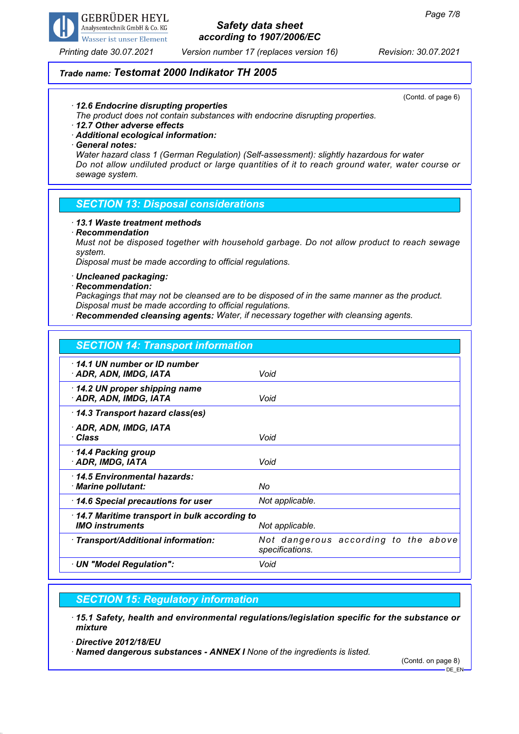(Contd. of page 6)

· **12.6 Endocrine disrupting properties**
The product does not contain substances with endocrine disrupting properties.
· **12.7 Other adverse effects**
· **Additional ecological information:**
· **General notes:**
Water hazard class 1 (German Regulation) (Self-assessment): slightly hazardous for water
Do not allow undiluted product or large quantities of it to reach ground water, water course or sewage system.

## SECTION 13: Disposal considerations

· **13.1 Waste treatment methods**
· **Recommendation**
Must not be disposed together with household garbage. Do not allow product to reach sewage system.
Disposal must be made according to official regulations.

· **Uncleaned packaging:**
· **Recommendation:**
Packagings that may not be cleansed are to be disposed of in the same manner as the product.
Disposal must be made according to official regulations.
· **Recommended cleansing agents:** Water, if necessary together with cleansing agents.

## SECTION 14: Transport information

| | |
|---|---|
| · **14.1 UN number or ID number**<br>· **ADR, ADN, IMDG, IATA** | Void |
| · **14.2 UN proper shipping name**<br>· **ADR, ADN, IMDG, IATA** | Void |
| · **14.3 Transport hazard class(es)**<br>· **ADR, ADN, IMDG, IATA**<br>· **Class** | Void |
| · **14.4 Packing group**<br>· **ADR, IMDG, IATA** | Void |
| · **14.5 Environmental hazards:**<br>· **Marine pollutant:** | No |
| · **14.6 Special precautions for user** | Not applicable. |
| · **14.7 Maritime transport in bulk according to IMO instruments** | Not applicable. |
| · **Transport/Additional information:** | Not dangerous according to the above specifications. |
| · **UN "Model Regulation":** | Void |

## SECTION 15: Regulatory information

· **15.1 Safety, health and environmental regulations/legislation specific for the substance or mixture**

· **Directive 2012/18/EU**
· **Named dangerous substances - ANNEX I** None of the ingredients is listed.

(Contd. on page 8)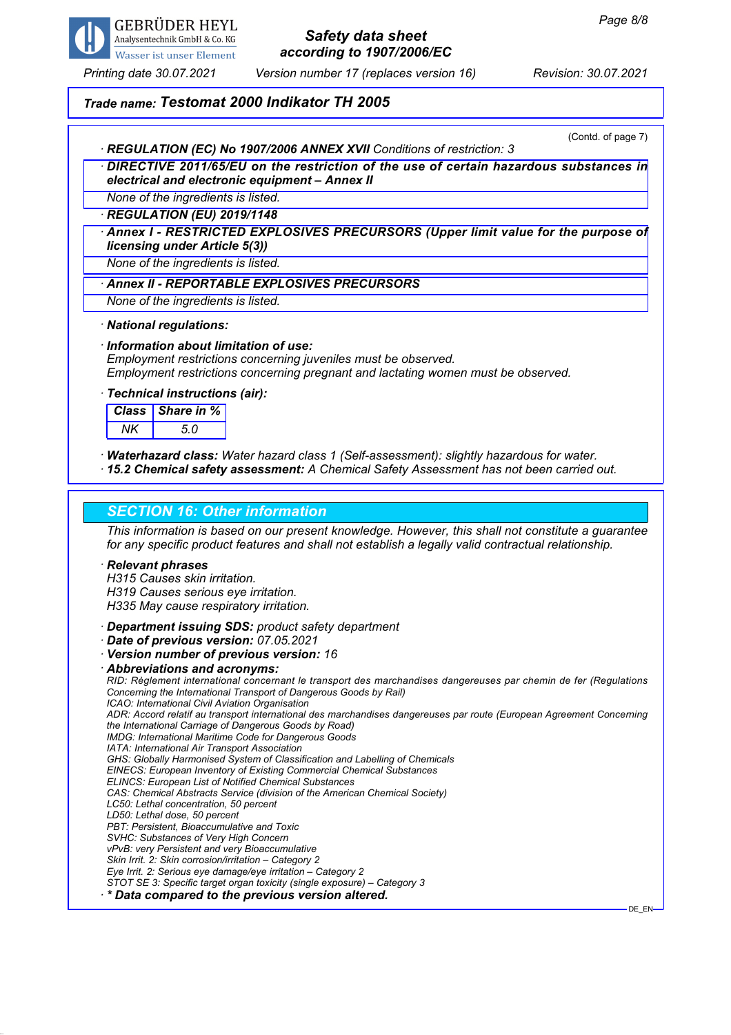**Trade name: Testomat 2000 Indikator TH 2005**

(Contd. of page 7)

· **REGULATION (EC) No 1907/2006 ANNEX XVII** Conditions of restriction: 3

· **DIRECTIVE 2011/65/EU on the restriction of the use of certain hazardous substances in electrical and electronic equipment – Annex II**

None of the ingredients is listed.

· **REGULATION (EU) 2019/1148**

· **Annex I - RESTRICTED EXPLOSIVES PRECURSORS (Upper limit value for the purpose of licensing under Article 5(3))**

None of the ingredients is listed.

· **Annex II - REPORTABLE EXPLOSIVES PRECURSORS**

None of the ingredients is listed.

· **National regulations:**

· **Information about limitation of use:**
Employment restrictions concerning juveniles must be observed.
Employment restrictions concerning pregnant and lactating women must be observed.

· **Technical instructions (air):**

| Class | Share in % |
|---|---|
| NK | 5.0 |

· **Waterhazard class:** Water hazard class 1 (Self-assessment): slightly hazardous for water.
· **15.2 Chemical safety assessment:** A Chemical Safety Assessment has not been carried out.

## SECTION 16: Other information

This information is based on our present knowledge. However, this shall not constitute a guarantee for any specific product features and shall not establish a legally valid contractual relationship.

· **Relevant phrases**
H315 Causes skin irritation.
H319 Causes serious eye irritation.
H335 May cause respiratory irritation.

· **Department issuing SDS:** product safety department
· **Date of previous version:** 07.05.2021
· **Version number of previous version:** 16
· **Abbreviations and acronyms:**
RID: Règlement international concernant le transport des marchandises dangereuses par chemin de fer (Regulations Concerning the International Transport of Dangerous Goods by Rail)
ICAO: International Civil Aviation Organisation
ADR: Accord relatif au transport international des marchandises dangereuses par route (European Agreement Concerning the International Carriage of Dangerous Goods by Road)
IMDG: International Maritime Code for Dangerous Goods
IATA: International Air Transport Association
GHS: Globally Harmonised System of Classification and Labelling of Chemicals
EINECS: European Inventory of Existing Commercial Chemical Substances
ELINCS: European List of Notified Chemical Substances
CAS: Chemical Abstracts Service (division of the American Chemical Society)
LC50: Lethal concentration, 50 percent
LD50: Lethal dose, 50 percent
PBT: Persistent, Bioaccumulative and Toxic
SVHC: Substances of Very High Concern
vPvB: very Persistent and very Bioaccumulative
Skin Irrit. 2: Skin corrosion/irritation – Category 2
Eye Irrit. 2: Serious eye damage/eye irritation – Category 2
STOT SE 3: Specific target organ toxicity (single exposure) – Category 3

· *** Data compared to the previous version altered.**